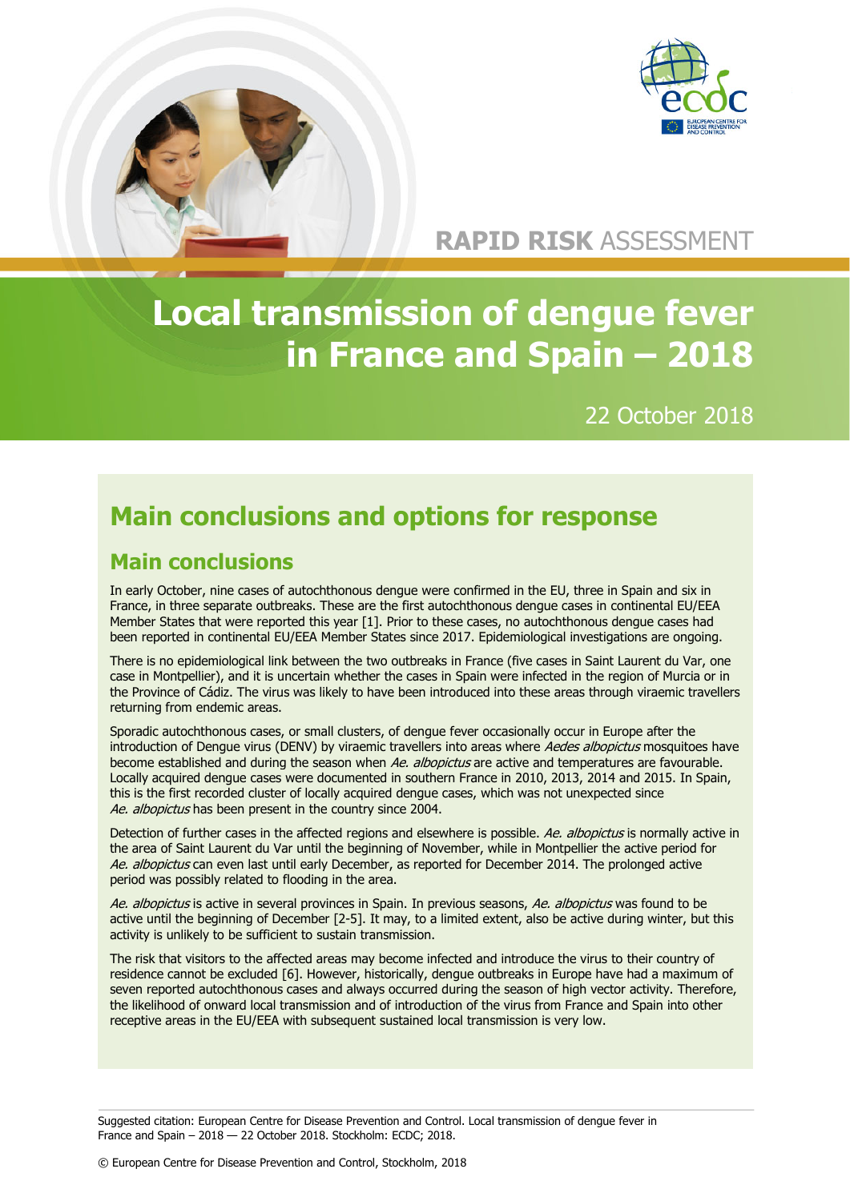RAPID RISK ASSESSMENT

# Local transmission of dengue fever in France and Spain – 2018

22 October 2018

## Main conclusions and options for response

### Main conclusions

In early October, nine cases of autochthonous dengue were confirmed in the EU, three in Spain and six in France, in three separate outbreaks. These are the first autochthonous dengue cases in continental EU/EEA Member States that were reported this year [1]. Prior to these cases, no autochthonous dengue cases had been reported in continental EU/EEA Member States since 2017. Epidemiological investigations are ongoing.

There is no epidemiological link between the two outbreaks in France (five cases in Saint Laurent du Var, one case in Montpellier), and it is uncertain whether the cases in Spain were infected in the region of Murcia or in the Province of Cádiz. The virus was likely to have been introduced into these areas through viraemic travellers returning from endemic areas.

Sporadic autochthonous cases, or small clusters, of dengue fever occasionally occur in Europe after the introduction of Dengue virus (DENV) by viraemic travellers into areas where *Aedes albopictus* mosquitoes have become established and during the season when *Ae. albopictus* are active and temperatures are favourable. Locally acquired dengue cases were documented in southern France in 2010, 2013, 2014 and 2015. In Spain, this is the first recorded cluster of locally acquired dengue cases, which was not unexpected since *Ae. albopictus* has been present in the country since 2004.

Detection of further cases in the affected regions and elsewhere is possible. *Ae. albopictus* is normally active in the area of Saint Laurent du Var until the beginning of November, while in Montpellier the active period for *Ae. albopictus* can even last until early December, as reported for December 2014. The prolonged active period was possibly related to flooding in the area.

*Ae. albopictus* is active in several provinces in Spain. In previous seasons, *Ae. albopictus* was found to be active until the beginning of December [2-5]. It may, to a limited extent, also be active during winter, but this activity is unlikely to be sufficient to sustain transmission.

The risk that visitors to the affected areas may become infected and introduce the virus to their country of residence cannot be excluded [6]. However, historically, dengue outbreaks in Europe have had a maximum of seven reported autochthonous cases and always occurred during the season of high vector activity. Therefore, the likelihood of onward local transmission and of introduction of the virus from France and Spain into other receptive areas in the EU/EEA with subsequent sustained local transmission is very low.

Suggested citation: European Centre for Disease Prevention and Control. Local transmission of dengue fever in France and Spain – 2018 — 22 October 2018. Stockholm: ECDC; 2018.

© European Centre for Disease Prevention and Control, Stockholm, 2018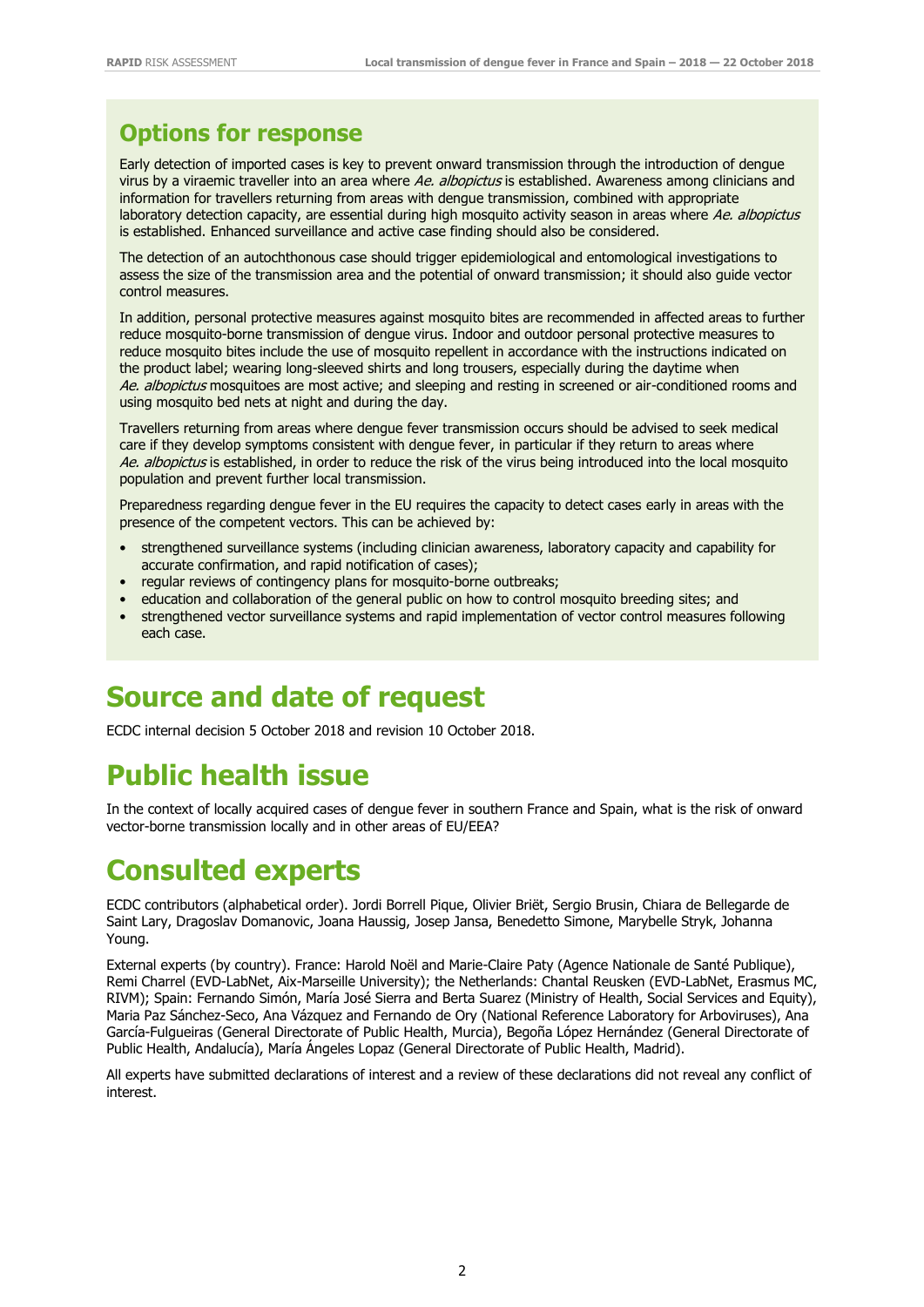## Options for response

Early detection of imported cases is key to prevent onward transmission through the introduction of dengue virus by a viraemic traveller into an area where *Ae. albopictus* is established. Awareness among clinicians and information for travellers returning from areas with dengue transmission, combined with appropriate laboratory detection capacity, are essential during high mosquito activity season in areas where *Ae. albopictus* is established. Enhanced surveillance and active case finding should also be considered.

The detection of an autochthonous case should trigger epidemiological and entomological investigations to assess the size of the transmission area and the potential of onward transmission; it should also guide vector control measures.

In addition, personal protective measures against mosquito bites are recommended in affected areas to further reduce mosquito-borne transmission of dengue virus. Indoor and outdoor personal protective measures to reduce mosquito bites include the use of mosquito repellent in accordance with the instructions indicated on the product label; wearing long-sleeved shirts and long trousers, especially during the daytime when *Ae. albopictus* mosquitoes are most active; and sleeping and resting in screened or air-conditioned rooms and using mosquito bed nets at night and during the day.

Travellers returning from areas where dengue fever transmission occurs should be advised to seek medical care if they develop symptoms consistent with dengue fever, in particular if they return to areas where *Ae. albopictus* is established, in order to reduce the risk of the virus being introduced into the local mosquito population and prevent further local transmission.

Preparedness regarding dengue fever in the EU requires the capacity to detect cases early in areas with the presence of the competent vectors. This can be achieved by:

- strengthened surveillance systems (including clinician awareness, laboratory capacity and capability for accurate confirmation, and rapid notification of cases);
- regular reviews of contingency plans for mosquito-borne outbreaks;
- education and collaboration of the general public on how to control mosquito breeding sites; and
- strengthened vector surveillance systems and rapid implementation of vector control measures following each case.

# Source and date of request

ECDC internal decision 5 October 2018 and revision 10 October 2018.

# Public health issue

In the context of locally acquired cases of dengue fever in southern France and Spain, what is the risk of onward vector-borne transmission locally and in other areas of EU/EEA?

# Consulted experts

ECDC contributors (alphabetical order). Jordi Borrell Pique, Olivier Briët, Sergio Brusin, Chiara de Bellegarde de Saint Lary, Dragoslav Domanovic, Joana Haussig, Josep Jansa, Benedetto Simone, Marybelle Stryk, Johanna Young.

External experts (by country). France: Harold Noël and Marie-Claire Paty (Agence Nationale de Santé Publique), Remi Charrel (EVD-LabNet, Aix-Marseille University); the Netherlands: Chantal Reusken (EVD-LabNet, Erasmus MC, RIVM); Spain: Fernando Simón, María José Sierra and Berta Suarez (Ministry of Health, Social Services and Equity), Maria Paz Sánchez-Seco, Ana Vázquez and Fernando de Ory (National Reference Laboratory for Arboviruses), Ana García-Fulgueiras (General Directorate of Public Health, Murcia), Begoña López Hernández (General Directorate of Public Health, Andalucía), María Ángeles Lopaz (General Directorate of Public Health, Madrid).

All experts have submitted declarations of interest and a review of these declarations did not reveal any conflict of interest.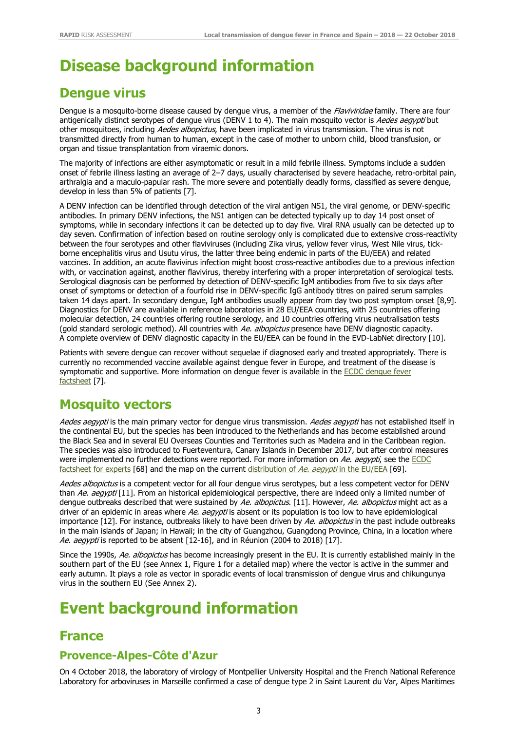# Disease background information

## Dengue virus

Dengue is a mosquito-borne disease caused by dengue virus, a member of the *Flaviviridae* family. There are four antigenically distinct serotypes of dengue virus (DENV 1 to 4). The main mosquito vector is *Aedes aegypti* but other mosquitoes, including *Aedes albopictus*, have been implicated in virus transmission. The virus is not transmitted directly from human to human, except in the case of mother to unborn child, blood transfusion, or organ and tissue transplantation from viraemic donors.

The majority of infections are either asymptomatic or result in a mild febrile illness. Symptoms include a sudden onset of febrile illness lasting an average of 2–7 days, usually characterised by severe headache, retro-orbital pain, arthralgia and a maculo-papular rash. The more severe and potentially deadly forms, classified as severe dengue, develop in less than 5% of patients [7].

A DENV infection can be identified through detection of the viral antigen NS1, the viral genome, or DENV-specific antibodies. In primary DENV infections, the NS1 antigen can be detected typically up to day 14 post onset of symptoms, while in secondary infections it can be detected up to day five. Viral RNA usually can be detected up to day seven. Confirmation of infection based on routine serology only is complicated due to extensive cross-reactivity between the four serotypes and other flaviviruses (including Zika virus, yellow fever virus, West Nile virus, tick-borne encephalitis virus and Usutu virus, the latter three being endemic in parts of the EU/EEA) and related vaccines. In addition, an acute flavivirus infection might boost cross-reactive antibodies due to a previous infection with, or vaccination against, another flavivirus, thereby interfering with a proper interpretation of serological tests. Serological diagnosis can be performed by detection of DENV-specific IgM antibodies from five to six days after onset of symptoms or detection of a fourfold rise in DENV-specific IgG antibody titres on paired serum samples taken 14 days apart. In secondary dengue, IgM antibodies usually appear from day two post symptom onset [8,9]. Diagnostics for DENV are available in reference laboratories in 28 EU/EEA countries, with 25 countries offering molecular detection, 24 countries offering routine serology, and 10 countries offering virus neutralisation tests (gold standard serologic method). All countries with *Ae. albopictus* presence have DENV diagnostic capacity. A complete overview of DENV diagnostic capacity in the EU/EEA can be found in the EVD-LabNet directory [10].

Patients with severe dengue can recover without sequelae if diagnosed early and treated appropriately. There is currently no recommended vaccine available against dengue fever in Europe, and treatment of the disease is symptomatic and supportive. More information on dengue fever is available in the ECDC dengue fever factsheet [7].

## Mosquito vectors

*Aedes aegypti* is the main primary vector for dengue virus transmission. *Aedes aegypti* has not established itself in the continental EU, but the species has been introduced to the Netherlands and has become established around the Black Sea and in several EU Overseas Counties and Territories such as Madeira and in the Caribbean region. The species was also introduced to Fuerteventura, Canary Islands in December 2017, but after control measures were implemented no further detections were reported. For more information on *Ae. aegypti*, see the ECDC factsheet for experts [68] and the map on the current distribution of *Ae. aegypti* in the EU/EEA [69].

*Aedes albopictus* is a competent vector for all four dengue virus serotypes, but a less competent vector for DENV than *Ae. aegypti* [11]. From an historical epidemiological perspective, there are indeed only a limited number of dengue outbreaks described that were sustained by *Ae. albopictus*. [11]. However, *Ae. albopictus* might act as a driver of an epidemic in areas where *Ae. aegypti* is absent or its population is too low to have epidemiological importance [12]. For instance, outbreaks likely to have been driven by *Ae. albopictus* in the past include outbreaks in the main islands of Japan; in Hawaii; in the city of Guangzhou, Guangdong Province, China, in a location where *Ae. aegypti* is reported to be absent [12-16], and in Réunion (2004 to 2018) [17].

Since the 1990s, *Ae. albopictus* has become increasingly present in the EU. It is currently established mainly in the southern part of the EU (see Annex 1, Figure 1 for a detailed map) where the vector is active in the summer and early autumn. It plays a role as vector in sporadic events of local transmission of dengue virus and chikungunya virus in the southern EU (See Annex 2).

# Event background information

## France

### Provence-Alpes-Côte d'Azur

On 4 October 2018, the laboratory of virology of Montpellier University Hospital and the French National Reference Laboratory for arboviruses in Marseille confirmed a case of dengue type 2 in Saint Laurent du Var, Alpes Maritimes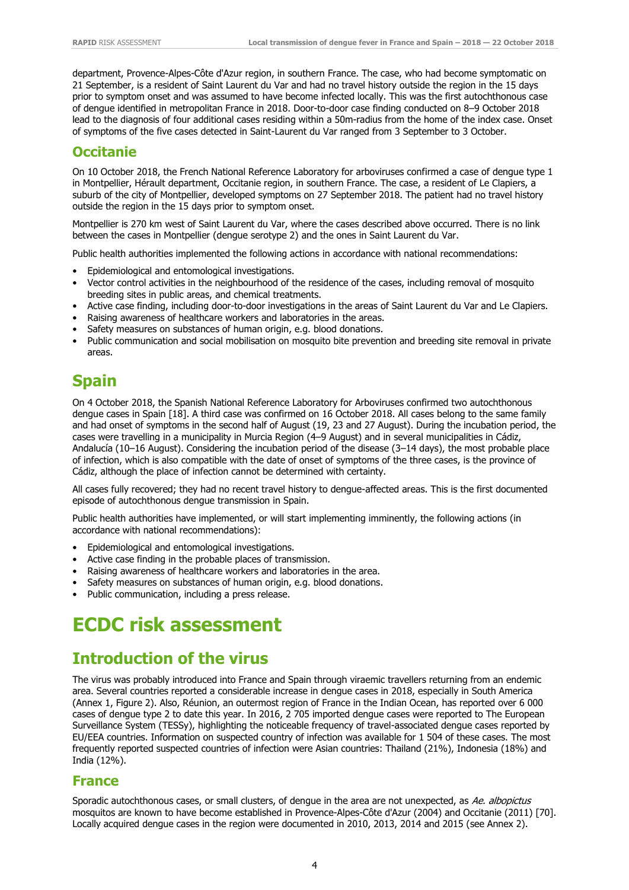department, Provence-Alpes-Côte d'Azur region, in southern France. The case, who had become symptomatic on 21 September, is a resident of Saint Laurent du Var and had no travel history outside the region in the 15 days prior to symptom onset and was assumed to have become infected locally. This was the first autochthonous case of dengue identified in metropolitan France in 2018. Door-to-door case finding conducted on 8–9 October 2018 lead to the diagnosis of four additional cases residing within a 50m-radius from the home of the index case. Onset of symptoms of the five cases detected in Saint-Laurent du Var ranged from 3 September to 3 October.

### Occitanie

On 10 October 2018, the French National Reference Laboratory for arboviruses confirmed a case of dengue type 1 in Montpellier, Hérault department, Occitanie region, in southern France. The case, a resident of Le Clapiers, a suburb of the city of Montpellier, developed symptoms on 27 September 2018. The patient had no travel history outside the region in the 15 days prior to symptom onset.

Montpellier is 270 km west of Saint Laurent du Var, where the cases described above occurred. There is no link between the cases in Montpellier (dengue serotype 2) and the ones in Saint Laurent du Var.

Public health authorities implemented the following actions in accordance with national recommendations:

- Epidemiological and entomological investigations.
- Vector control activities in the neighbourhood of the residence of the cases, including removal of mosquito breeding sites in public areas, and chemical treatments.
- Active case finding, including door-to-door investigations in the areas of Saint Laurent du Var and Le Clapiers.
- Raising awareness of healthcare workers and laboratories in the areas.
- Safety measures on substances of human origin, e.g. blood donations.
- Public communication and social mobilisation on mosquito bite prevention and breeding site removal in private areas.

## Spain

On 4 October 2018, the Spanish National Reference Laboratory for Arboviruses confirmed two autochthonous dengue cases in Spain [18]. A third case was confirmed on 16 October 2018. All cases belong to the same family and had onset of symptoms in the second half of August (19, 23 and 27 August). During the incubation period, the cases were travelling in a municipality in Murcia Region (4–9 August) and in several municipalities in Cádiz, Andalucía (10–16 August). Considering the incubation period of the disease (3–14 days), the most probable place of infection, which is also compatible with the date of onset of symptoms of the three cases, is the province of Cádiz, although the place of infection cannot be determined with certainty.

All cases fully recovered; they had no recent travel history to dengue-affected areas. This is the first documented episode of autochthonous dengue transmission in Spain.

Public health authorities have implemented, or will start implementing imminently, the following actions (in accordance with national recommendations):

- Epidemiological and entomological investigations.
- Active case finding in the probable places of transmission.
- Raising awareness of healthcare workers and laboratories in the area.
- Safety measures on substances of human origin, e.g. blood donations.
- Public communication, including a press release.

# ECDC risk assessment

## Introduction of the virus

The virus was probably introduced into France and Spain through viraemic travellers returning from an endemic area. Several countries reported a considerable increase in dengue cases in 2018, especially in South America (Annex 1, Figure 2). Also, Réunion, an outermost region of France in the Indian Ocean, has reported over 6 000 cases of dengue type 2 to date this year. In 2016, 2 705 imported dengue cases were reported to The European Surveillance System (TESSy), highlighting the noticeable frequency of travel-associated dengue cases reported by EU/EEA countries. Information on suspected country of infection was available for 1 504 of these cases. The most frequently reported suspected countries of infection were Asian countries: Thailand (21%), Indonesia (18%) and India (12%).

### France

Sporadic autochthonous cases, or small clusters, of dengue in the area are not unexpected, as *Ae. albopictus* mosquitos are known to have become established in Provence-Alpes-Côte d'Azur (2004) and Occitanie (2011) [70]. Locally acquired dengue cases in the region were documented in 2010, 2013, 2014 and 2015 (see Annex 2).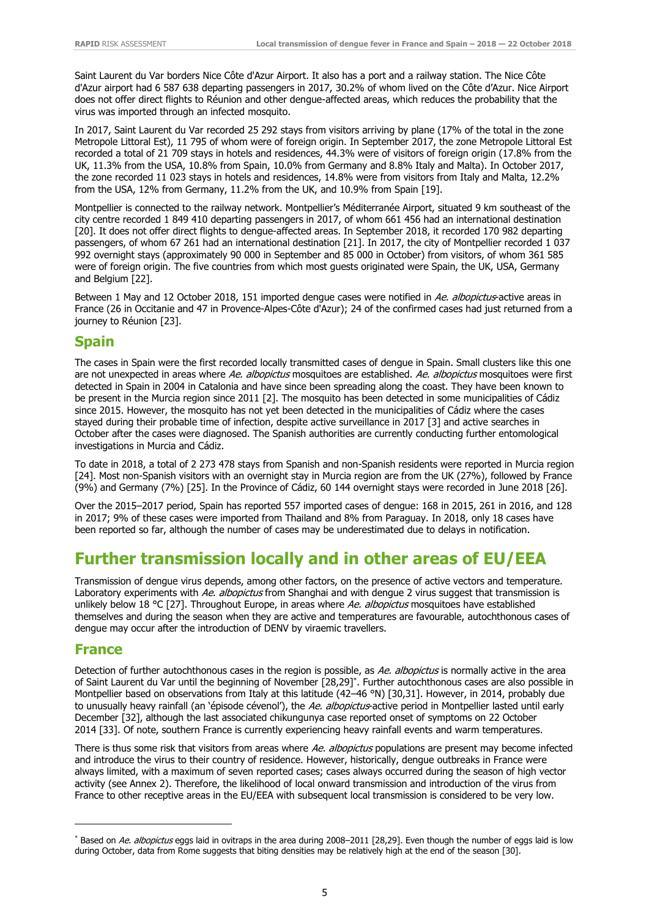Saint Laurent du Var borders Nice Côte d'Azur Airport. It also has a port and a railway station. The Nice Côte d'Azur airport had 6 587 638 departing passengers in 2017, 30.2% of whom lived on the Côte d'Azur. Nice Airport does not offer direct flights to Réunion and other dengue-affected areas, which reduces the probability that the virus was imported through an infected mosquito.

In 2017, Saint Laurent du Var recorded 25 292 stays from visitors arriving by plane (17% of the total in the zone Metropole Littoral Est), 11 795 of whom were of foreign origin. In September 2017, the zone Metropole Littoral Est recorded a total of 21 709 stays in hotels and residences, 44.3% were of visitors of foreign origin (17.8% from the UK, 11.3% from the USA, 10.8% from Spain, 10.0% from Germany and 8.8% Italy and Malta). In October 2017, the zone recorded 11 023 stays in hotels and residences, 14.8% were from visitors from Italy and Malta, 12.2% from the USA, 12% from Germany, 11.2% from the UK, and 10.9% from Spain [19].

Montpellier is connected to the railway network. Montpellier's Méditerranée Airport, situated 9 km southeast of the city centre recorded 1 849 410 departing passengers in 2017, of whom 661 456 had an international destination [20]. It does not offer direct flights to dengue-affected areas. In September 2018, it recorded 170 982 departing passengers, of whom 67 261 had an international destination [21]. In 2017, the city of Montpellier recorded 1 037 992 overnight stays (approximately 90 000 in September and 85 000 in October) from visitors, of whom 361 585 were of foreign origin. The five countries from which most guests originated were Spain, the UK, USA, Germany and Belgium [22].

Between 1 May and 12 October 2018, 151 imported dengue cases were notified in *Ae. albopictus*-active areas in France (26 in Occitanie and 47 in Provence-Alpes-Côte d'Azur); 24 of the confirmed cases had just returned from a journey to Réunion [23].

## Spain

The cases in Spain were the first recorded locally transmitted cases of dengue in Spain. Small clusters like this one are not unexpected in areas where *Ae. albopictus* mosquitoes are established. *Ae. albopictus* mosquitoes were first detected in Spain in 2004 in Catalonia and have since been spreading along the coast. They have been known to be present in the Murcia region since 2011 [2]. The mosquito has been detected in some municipalities of Cádiz since 2015. However, the mosquito has not yet been detected in the municipalities of Cádiz where the cases stayed during their probable time of infection, despite active surveillance in 2017 [3] and active searches in October after the cases were diagnosed. The Spanish authorities are currently conducting further entomological investigations in Murcia and Cádiz.

To date in 2018, a total of 2 273 478 stays from Spanish and non-Spanish residents were reported in Murcia region [24]. Most non-Spanish visitors with an overnight stay in Murcia region are from the UK (27%), followed by France (9%) and Germany (7%) [25]. In the Province of Cádiz, 60 144 overnight stays were recorded in June 2018 [26].

Over the 2015–2017 period, Spain has reported 557 imported cases of dengue: 168 in 2015, 261 in 2016, and 128 in 2017; 9% of these cases were imported from Thailand and 8% from Paraguay. In 2018, only 18 cases have been reported so far, although the number of cases may be underestimated due to delays in notification.

# Further transmission locally and in other areas of EU/EEA

Transmission of dengue virus depends, among other factors, on the presence of active vectors and temperature. Laboratory experiments with *Ae. albopictus* from Shanghai and with dengue 2 virus suggest that transmission is unlikely below 18 °C [27]. Throughout Europe, in areas where *Ae. albopictus* mosquitoes have established themselves and during the season when they are active and temperatures are favourable, autochthonous cases of dengue may occur after the introduction of DENV by viraemic travellers.

## France

Detection of further autochthonous cases in the region is possible, as *Ae. albopictus* is normally active in the area of Saint Laurent du Var until the beginning of November [28,29][*]. Further autochthonous cases are also possible in Montpellier based on observations from Italy at this latitude (42–46 °N) [30,31]. However, in 2014, probably due to unusually heavy rainfall (an 'épisode cévenol'), the *Ae. albopictus*-active period in Montpellier lasted until early December [32], although the last associated chikungunya case reported onset of symptoms on 22 October 2014 [33]. Of note, southern France is currently experiencing heavy rainfall events and warm temperatures.

There is thus some risk that visitors from areas where *Ae. albopictus* populations are present may become infected and introduce the virus to their country of residence. However, historically, dengue outbreaks in France were always limited, with a maximum of seven reported cases; cases always occurred during the season of high vector activity (see Annex 2). Therefore, the likelihood of local onward transmission and introduction of the virus from France to other receptive areas in the EU/EEA with subsequent local transmission is considered to be very low.

---

[*] Based on *Ae. albopictus* eggs laid in ovitraps in the area during 2008–2011 [28,29]. Even though the number of eggs laid is low during October, data from Rome suggests that biting densities may be relatively high at the end of the season [30].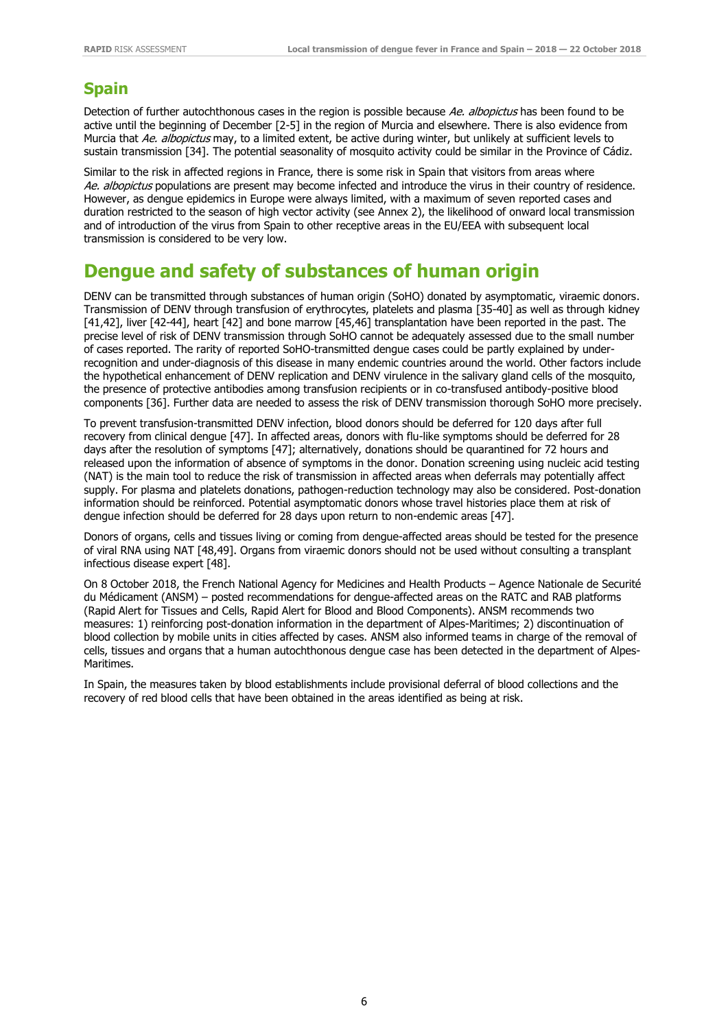## Spain

Detection of further autochthonous cases in the region is possible because *Ae. albopictus* has been found to be active until the beginning of December [2-5] in the region of Murcia and elsewhere. There is also evidence from Murcia that *Ae. albopictus* may, to a limited extent, be active during winter, but unlikely at sufficient levels to sustain transmission [34]. The potential seasonality of mosquito activity could be similar in the Province of Cádiz.

Similar to the risk in affected regions in France, there is some risk in Spain that visitors from areas where *Ae. albopictus* populations are present may become infected and introduce the virus in their country of residence. However, as dengue epidemics in Europe were always limited, with a maximum of seven reported cases and duration restricted to the season of high vector activity (see Annex 2), the likelihood of onward local transmission and of introduction of the virus from Spain to other receptive areas in the EU/EEA with subsequent local transmission is considered to be very low.

# Dengue and safety of substances of human origin

DENV can be transmitted through substances of human origin (SoHO) donated by asymptomatic, viraemic donors. Transmission of DENV through transfusion of erythrocytes, platelets and plasma [35-40] as well as through kidney [41,42], liver [42-44], heart [42] and bone marrow [45,46] transplantation have been reported in the past. The precise level of risk of DENV transmission through SoHO cannot be adequately assessed due to the small number of cases reported. The rarity of reported SoHO-transmitted dengue cases could be partly explained by under-recognition and under-diagnosis of this disease in many endemic countries around the world. Other factors include the hypothetical enhancement of DENV replication and DENV virulence in the salivary gland cells of the mosquito, the presence of protective antibodies among transfusion recipients or in co-transfused antibody-positive blood components [36]. Further data are needed to assess the risk of DENV transmission thorough SoHO more precisely.

To prevent transfusion-transmitted DENV infection, blood donors should be deferred for 120 days after full recovery from clinical dengue [47]. In affected areas, donors with flu-like symptoms should be deferred for 28 days after the resolution of symptoms [47]; alternatively, donations should be quarantined for 72 hours and released upon the information of absence of symptoms in the donor. Donation screening using nucleic acid testing (NAT) is the main tool to reduce the risk of transmission in affected areas when deferrals may potentially affect supply. For plasma and platelets donations, pathogen-reduction technology may also be considered. Post-donation information should be reinforced. Potential asymptomatic donors whose travel histories place them at risk of dengue infection should be deferred for 28 days upon return to non-endemic areas [47].

Donors of organs, cells and tissues living or coming from dengue-affected areas should be tested for the presence of viral RNA using NAT [48,49]. Organs from viraemic donors should not be used without consulting a transplant infectious disease expert [48].

On 8 October 2018, the French National Agency for Medicines and Health Products – Agence Nationale de Securité du Médicament (ANSM) – posted recommendations for dengue-affected areas on the RATC and RAB platforms (Rapid Alert for Tissues and Cells, Rapid Alert for Blood and Blood Components). ANSM recommends two measures: 1) reinforcing post-donation information in the department of Alpes-Maritimes; 2) discontinuation of blood collection by mobile units in cities affected by cases. ANSM also informed teams in charge of the removal of cells, tissues and organs that a human autochthonous dengue case has been detected in the department of Alpes-Maritimes.

In Spain, the measures taken by blood establishments include provisional deferral of blood collections and the recovery of red blood cells that have been obtained in the areas identified as being at risk.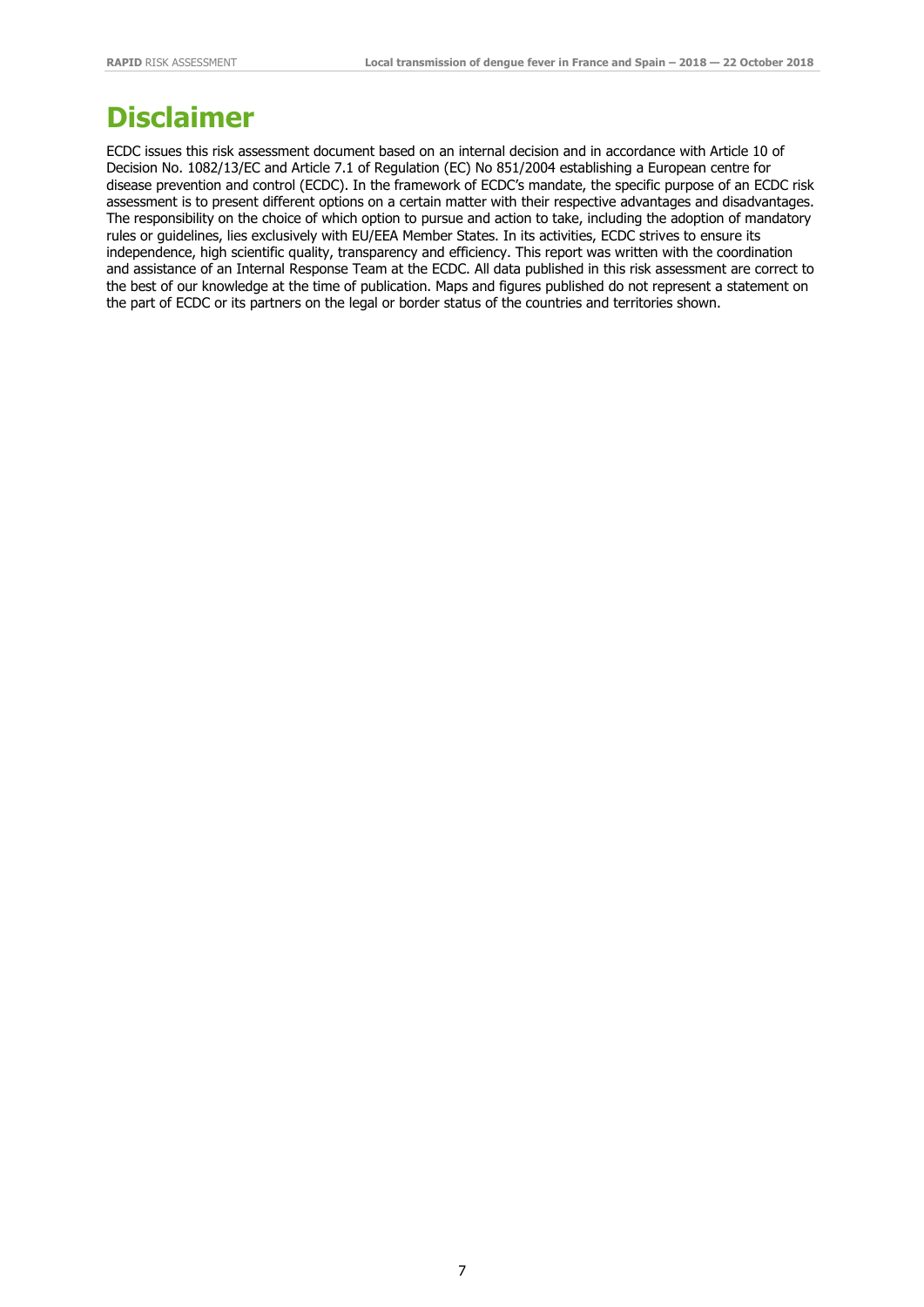# Disclaimer

ECDC issues this risk assessment document based on an internal decision and in accordance with Article 10 of Decision No. 1082/13/EC and Article 7.1 of Regulation (EC) No 851/2004 establishing a European centre for disease prevention and control (ECDC). In the framework of ECDC's mandate, the specific purpose of an ECDC risk assessment is to present different options on a certain matter with their respective advantages and disadvantages. The responsibility on the choice of which option to pursue and action to take, including the adoption of mandatory rules or guidelines, lies exclusively with EU/EEA Member States. In its activities, ECDC strives to ensure its independence, high scientific quality, transparency and efficiency. This report was written with the coordination and assistance of an Internal Response Team at the ECDC. All data published in this risk assessment are correct to the best of our knowledge at the time of publication. Maps and figures published do not represent a statement on the part of ECDC or its partners on the legal or border status of the countries and territories shown.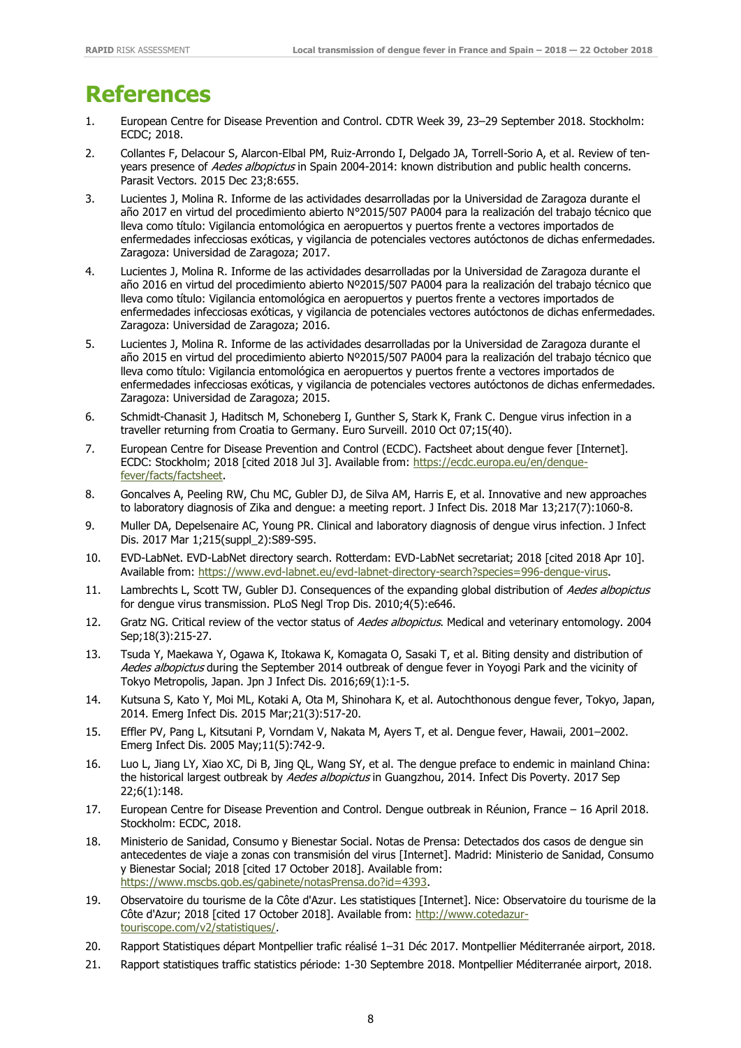# References

1. European Centre for Disease Prevention and Control. CDTR Week 39, 23–29 September 2018. Stockholm: ECDC; 2018.
2. Collantes F, Delacour S, Alarcon-Elbal PM, Ruiz-Arrondo I, Delgado JA, Torrell-Sorio A, et al. Review of ten-years presence of *Aedes albopictus* in Spain 2004-2014: known distribution and public health concerns. Parasit Vectors. 2015 Dec 23;8:655.
3. Lucientes J, Molina R. Informe de las actividades desarrolladas por la Universidad de Zaragoza durante el año 2017 en virtud del procedimiento abierto N°2015/507 PA004 para la realización del trabajo técnico que lleva como título: Vigilancia entomológica en aeropuertos y puertos frente a vectores importados de enfermedades infecciosas exóticas, y vigilancia de potenciales vectores autóctonos de dichas enfermedades. Zaragoza: Universidad de Zaragoza; 2017.
4. Lucientes J, Molina R. Informe de las actividades desarrolladas por la Universidad de Zaragoza durante el año 2016 en virtud del procedimiento abierto Nº2015/507 PA004 para la realización del trabajo técnico que lleva como título: Vigilancia entomológica en aeropuertos y puertos frente a vectores importados de enfermedades infecciosas exóticas, y vigilancia de potenciales vectores autóctonos de dichas enfermedades. Zaragoza: Universidad de Zaragoza; 2016.
5. Lucientes J, Molina R. Informe de las actividades desarrolladas por la Universidad de Zaragoza durante el año 2015 en virtud del procedimiento abierto Nº2015/507 PA004 para la realización del trabajo técnico que lleva como título: Vigilancia entomológica en aeropuertos y puertos frente a vectores importados de enfermedades infecciosas exóticas, y vigilancia de potenciales vectores autóctonos de dichas enfermedades. Zaragoza: Universidad de Zaragoza; 2015.
6. Schmidt-Chanasit J, Haditsch M, Schoneberg I, Gunther S, Stark K, Frank C. Dengue virus infection in a traveller returning from Croatia to Germany. Euro Surveill. 2010 Oct 07;15(40).
7. European Centre for Disease Prevention and Control (ECDC). Factsheet about dengue fever [Internet]. ECDC: Stockholm; 2018 [cited 2018 Jul 3]. Available from: https://ecdc.europa.eu/en/dengue-fever/facts/factsheet.
8. Goncalves A, Peeling RW, Chu MC, Gubler DJ, de Silva AM, Harris E, et al. Innovative and new approaches to laboratory diagnosis of Zika and dengue: a meeting report. J Infect Dis. 2018 Mar 13;217(7):1060-8.
9. Muller DA, Depelsenaire AC, Young PR. Clinical and laboratory diagnosis of dengue virus infection. J Infect Dis. 2017 Mar 1;215(suppl_2):S89-S95.
10. EVD-LabNet. EVD-LabNet directory search. Rotterdam: EVD-LabNet secretariat; 2018 [cited 2018 Apr 10]. Available from: https://www.evd-labnet.eu/evd-labnet-directory-search?species=996-dengue-virus.
11. Lambrechts L, Scott TW, Gubler DJ. Consequences of the expanding global distribution of *Aedes albopictus* for dengue virus transmission. PLoS Negl Trop Dis. 2010;4(5):e646.
12. Gratz NG. Critical review of the vector status of *Aedes albopictus*. Medical and veterinary entomology. 2004 Sep;18(3):215-27.
13. Tsuda Y, Maekawa Y, Ogawa K, Itokawa K, Komagata O, Sasaki T, et al. Biting density and distribution of *Aedes albopictus* during the September 2014 outbreak of dengue fever in Yoyogi Park and the vicinity of Tokyo Metropolis, Japan. Jpn J Infect Dis. 2016;69(1):1-5.
14. Kutsuna S, Kato Y, Moi ML, Kotaki A, Ota M, Shinohara K, et al. Autochthonous dengue fever, Tokyo, Japan, 2014. Emerg Infect Dis. 2015 Mar;21(3):517-20.
15. Effler PV, Pang L, Kitsutani P, Vorndam V, Nakata M, Ayers T, et al. Dengue fever, Hawaii, 2001–2002. Emerg Infect Dis. 2005 May;11(5):742-9.
16. Luo L, Jiang LY, Xiao XC, Di B, Jing QL, Wang SY, et al. The dengue preface to endemic in mainland China: the historical largest outbreak by *Aedes albopictus* in Guangzhou, 2014. Infect Dis Poverty. 2017 Sep 22;6(1):148.
17. European Centre for Disease Prevention and Control. Dengue outbreak in Réunion, France – 16 April 2018. Stockholm: ECDC, 2018.
18. Ministerio de Sanidad, Consumo y Bienestar Social. Notas de Prensa: Detectados dos casos de dengue sin antecedentes de viaje a zonas con transmisión del virus [Internet]. Madrid: Ministerio de Sanidad, Consumo y Bienestar Social; 2018 [cited 17 October 2018]. Available from: https://www.mscbs.gob.es/gabinete/notasPrensa.do?id=4393.
19. Observatoire du tourisme de la Côte d'Azur. Les statistiques [Internet]. Nice: Observatoire du tourisme de la Côte d'Azur; 2018 [cited 17 October 2018]. Available from: http://www.cotedazur-touriscope.com/v2/statistiques/.
20. Rapport Statistiques départ Montpellier trafic réalisé 1–31 Déc 2017. Montpellier Méditerranée airport, 2018.
21. Rapport statistiques traffic statistics période: 1-30 Septembre 2018. Montpellier Méditerranée airport, 2018.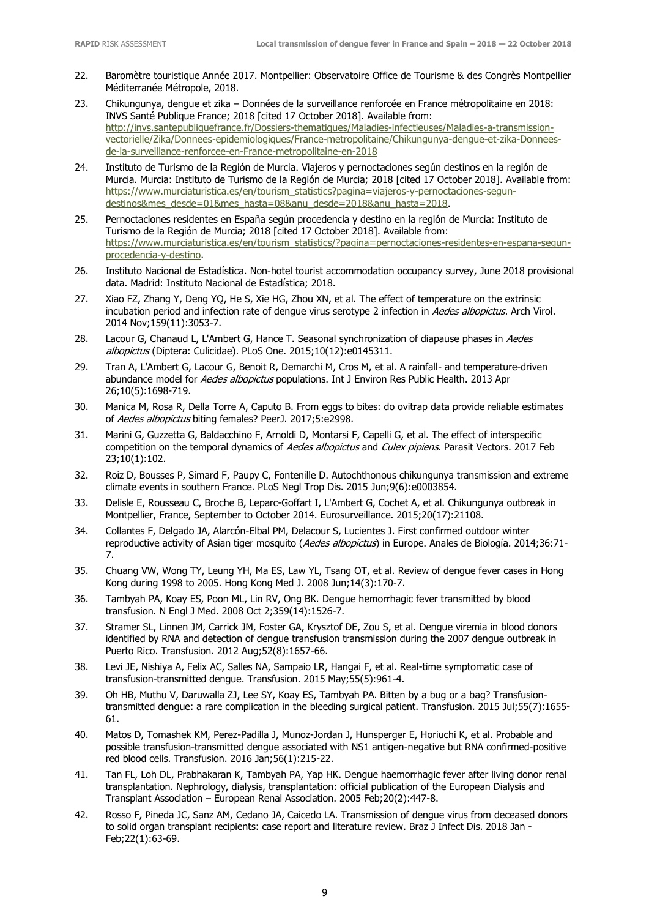22. Baromètre touristique Année 2017. Montpellier: Observatoire Office de Tourisme & des Congrès Montpellier Méditerranée Métropole, 2018.
23. Chikungunya, dengue et zika – Données de la surveillance renforcée en France métropolitaine en 2018: INVS Santé Publique France; 2018 [cited 17 October 2018]. Available from: http://invs.santepubliquefrance.fr/Dossiers-thematiques/Maladies-infectieuses/Maladies-a-transmission-vectorielle/Zika/Donnees-epidemiologiques/France-metropolitaine/Chikungunya-dengue-et-zika-Donnees-de-la-surveillance-renforcee-en-France-metropolitaine-en-2018
24. Instituto de Turismo de la Región de Murcia. Viajeros y pernoctaciones según destinos en la región de Murcia. Murcia: Instituto de Turismo de la Región de Murcia; 2018 [cited 17 October 2018]. Available from: https://www.murciaturistica.es/en/tourism_statistics?pagina=viajeros-y-pernoctaciones-segun-destinos&mes_desde=01&mes_hasta=08&anu_desde=2018&anu_hasta=2018.
25. Pernoctaciones residentes en España según procedencia y destino en la región de Murcia: Instituto de Turismo de la Región de Murcia; 2018 [cited 17 October 2018]. Available from: https://www.murciaturistica.es/en/tourism_statistics/?pagina=pernoctaciones-residentes-en-espana-segun-procedencia-y-destino.
26. Instituto Nacional de Estadística. Non-hotel tourist accommodation occupancy survey, June 2018 provisional data. Madrid: Instituto Nacional de Estadística; 2018.
27. Xiao FZ, Zhang Y, Deng YQ, He S, Xie HG, Zhou XN, et al. The effect of temperature on the extrinsic incubation period and infection rate of dengue virus serotype 2 infection in *Aedes albopictus*. Arch Virol. 2014 Nov;159(11):3053-7.
28. Lacour G, Chanaud L, L'Ambert G, Hance T. Seasonal synchronization of diapause phases in *Aedes albopictus* (Diptera: Culicidae). PLoS One. 2015;10(12):e0145311.
29. Tran A, L'Ambert G, Lacour G, Benoit R, Demarchi M, Cros M, et al. A rainfall- and temperature-driven abundance model for *Aedes albopictus* populations. Int J Environ Res Public Health. 2013 Apr 26;10(5):1698-719.
30. Manica M, Rosa R, Della Torre A, Caputo B. From eggs to bites: do ovitrap data provide reliable estimates of *Aedes albopictus* biting females? PeerJ. 2017;5:e2998.
31. Marini G, Guzzetta G, Baldacchino F, Arnoldi D, Montarsi F, Capelli G, et al. The effect of interspecific competition on the temporal dynamics of *Aedes albopictus* and *Culex pipiens*. Parasit Vectors. 2017 Feb 23;10(1):102.
32. Roiz D, Bousses P, Simard F, Paupy C, Fontenille D. Autochthonous chikungunya transmission and extreme climate events in southern France. PLoS Negl Trop Dis. 2015 Jun;9(6):e0003854.
33. Delisle E, Rousseau C, Broche B, Leparc-Goffart I, L'Ambert G, Cochet A, et al. Chikungunya outbreak in Montpellier, France, September to October 2014. Eurosurveillance. 2015;20(17):21108.
34. Collantes F, Delgado JA, Alarcón-Elbal PM, Delacour S, Lucientes J. First confirmed outdoor winter reproductive activity of Asian tiger mosquito (*Aedes albopictus*) in Europe. Anales de Biología. 2014;36:71-7.
35. Chuang VW, Wong TY, Leung YH, Ma ES, Law YL, Tsang OT, et al. Review of dengue fever cases in Hong Kong during 1998 to 2005. Hong Kong Med J. 2008 Jun;14(3):170-7.
36. Tambyah PA, Koay ES, Poon ML, Lin RV, Ong BK. Dengue hemorrhagic fever transmitted by blood transfusion. N Engl J Med. 2008 Oct 2;359(14):1526-7.
37. Stramer SL, Linnen JM, Carrick JM, Foster GA, Krysztof DE, Zou S, et al. Dengue viremia in blood donors identified by RNA and detection of dengue transfusion transmission during the 2007 dengue outbreak in Puerto Rico. Transfusion. 2012 Aug;52(8):1657-66.
38. Levi JE, Nishiya A, Felix AC, Salles NA, Sampaio LR, Hangai F, et al. Real-time symptomatic case of transfusion-transmitted dengue. Transfusion. 2015 May;55(5):961-4.
39. Oh HB, Muthu V, Daruwalla ZJ, Lee SY, Koay ES, Tambyah PA. Bitten by a bug or a bag? Transfusion-transmitted dengue: a rare complication in the bleeding surgical patient. Transfusion. 2015 Jul;55(7):1655-61.
40. Matos D, Tomashek KM, Perez-Padilla J, Munoz-Jordan J, Hunsperger E, Horiuchi K, et al. Probable and possible transfusion-transmitted dengue associated with NS1 antigen-negative but RNA confirmed-positive red blood cells. Transfusion. 2016 Jan;56(1):215-22.
41. Tan FL, Loh DL, Prabhakaran K, Tambyah PA, Yap HK. Dengue haemorrhagic fever after living donor renal transplantation. Nephrology, dialysis, transplantation: official publication of the European Dialysis and Transplant Association – European Renal Association. 2005 Feb;20(2):447-8.
42. Rosso F, Pineda JC, Sanz AM, Cedano JA, Caicedo LA. Transmission of dengue virus from deceased donors to solid organ transplant recipients: case report and literature review. Braz J Infect Dis. 2018 Jan - Feb;22(1):63-69.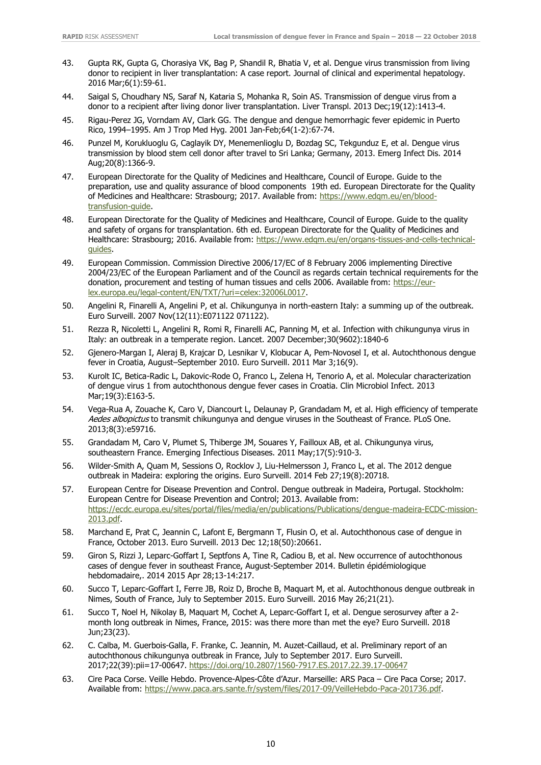43. Gupta RK, Gupta G, Chorasiya VK, Bag P, Shandil R, Bhatia V, et al. Dengue virus transmission from living donor to recipient in liver transplantation: A case report. Journal of clinical and experimental hepatology. 2016 Mar;6(1):59-61.

44. Saigal S, Choudhary NS, Saraf N, Kataria S, Mohanka R, Soin AS. Transmission of dengue virus from a donor to a recipient after living donor liver transplantation. Liver Transpl. 2013 Dec;19(12):1413-4.

45. Rigau-Perez JG, Vorndam AV, Clark GG. The dengue and dengue hemorrhagic fever epidemic in Puerto Rico, 1994–1995. Am J Trop Med Hyg. 2001 Jan-Feb;64(1-2):67-74.

46. Punzel M, Korukluoglu G, Caglayik DY, Menemenlioglu D, Bozdag SC, Tekgunduz E, et al. Dengue virus transmission by blood stem cell donor after travel to Sri Lanka; Germany, 2013. Emerg Infect Dis. 2014 Aug;20(8):1366-9.

47. European Directorate for the Quality of Medicines and Healthcare, Council of Europe. Guide to the preparation, use and quality assurance of blood components 19th ed. European Directorate for the Quality of Medicines and Healthcare: Strasbourg; 2017. Available from: https://www.edqm.eu/en/blood-transfusion-guide.

48. European Directorate for the Quality of Medicines and Healthcare, Council of Europe. Guide to the quality and safety of organs for transplantation. 6th ed. European Directorate for the Quality of Medicines and Healthcare: Strasbourg; 2016. Available from: https://www.edqm.eu/en/organs-tissues-and-cells-technical-guides.

49. European Commission. Commission Directive 2006/17/EC of 8 February 2006 implementing Directive 2004/23/EC of the European Parliament and of the Council as regards certain technical requirements for the donation, procurement and testing of human tissues and cells 2006. Available from: https://eur-lex.europa.eu/legal-content/EN/TXT/?uri=celex:32006L0017.

50. Angelini R, Finarelli A, Angelini P, et al. Chikungunya in north-eastern Italy: a summing up of the outbreak. Euro Surveill. 2007 Nov(12(11):E071122 071122).

51. Rezza R, Nicoletti L, Angelini R, Romi R, Finarelli AC, Panning M, et al. Infection with chikungunya virus in Italy: an outbreak in a temperate region. Lancet. 2007 December;30(9602):1840-6

52. Gjenero-Margan I, Aleraj B, Krajcar D, Lesnikar V, Klobucar A, Pem-Novosel I, et al. Autochthonous dengue fever in Croatia, August–September 2010. Euro Surveill. 2011 Mar 3;16(9).

53. Kurolt IC, Betica-Radic L, Dakovic-Rode O, Franco L, Zelena H, Tenorio A, et al. Molecular characterization of dengue virus 1 from autochthonous dengue fever cases in Croatia. Clin Microbiol Infect. 2013 Mar;19(3):E163-5.

54. Vega-Rua A, Zouache K, Caro V, Diancourt L, Delaunay P, Grandadam M, et al. High efficiency of temperate *Aedes albopictus* to transmit chikungunya and dengue viruses in the Southeast of France. PLoS One. 2013;8(3):e59716.

55. Grandadam M, Caro V, Plumet S, Thiberge JM, Souares Y, Failloux AB, et al. Chikungunya virus, southeastern France. Emerging Infectious Diseases. 2011 May;17(5):910-3.

56. Wilder-Smith A, Quam M, Sessions O, Rocklov J, Liu-Helmersson J, Franco L, et al. The 2012 dengue outbreak in Madeira: exploring the origins. Euro Surveill. 2014 Feb 27;19(8):20718.

57. European Centre for Disease Prevention and Control. Dengue outbreak in Madeira, Portugal. Stockholm: European Centre for Disease Prevention and Control; 2013. Available from: https://ecdc.europa.eu/sites/portal/files/media/en/publications/Publications/dengue-madeira-ECDC-mission-2013.pdf.

58. Marchand E, Prat C, Jeannin C, Lafont E, Bergmann T, Flusin O, et al. Autochthonous case of dengue in France, October 2013. Euro Surveill. 2013 Dec 12;18(50):20661.

59. Giron S, Rizzi J, Leparc-Goffart I, Septfons A, Tine R, Cadiou B, et al. New occurrence of autochthonous cases of dengue fever in southeast France, August-September 2014. Bulletin épidémiologique hebdomadaire,. 2014 2015 Apr 28;13-14:217.

60. Succo T, Leparc-Goffart I, Ferre JB, Roiz D, Broche B, Maquart M, et al. Autochthonous dengue outbreak in Nimes, South of France, July to September 2015. Euro Surveill. 2016 May 26;21(21).

61. Succo T, Noel H, Nikolay B, Maquart M, Cochet A, Leparc-Goffart I, et al. Dengue serosurvey after a 2-month long outbreak in Nimes, France, 2015: was there more than met the eye? Euro Surveill. 2018 Jun;23(23).

62. C. Calba, M. Guerbois-Galla, F. Franke, C. Jeannin, M. Auzet-Caillaud, et al. Preliminary report of an autochthonous chikungunya outbreak in France, July to September 2017. Euro Surveill. 2017;22(39):pii=17-00647. https://doi.org/10.2807/1560-7917.ES.2017.22.39.17-00647

63. Cire Paca Corse. Veille Hebdo. Provence-Alpes-Côte d'Azur. Marseille: ARS Paca – Cire Paca Corse; 2017. Available from: https://www.paca.ars.sante.fr/system/files/2017-09/VeilleHebdo-Paca-201736.pdf.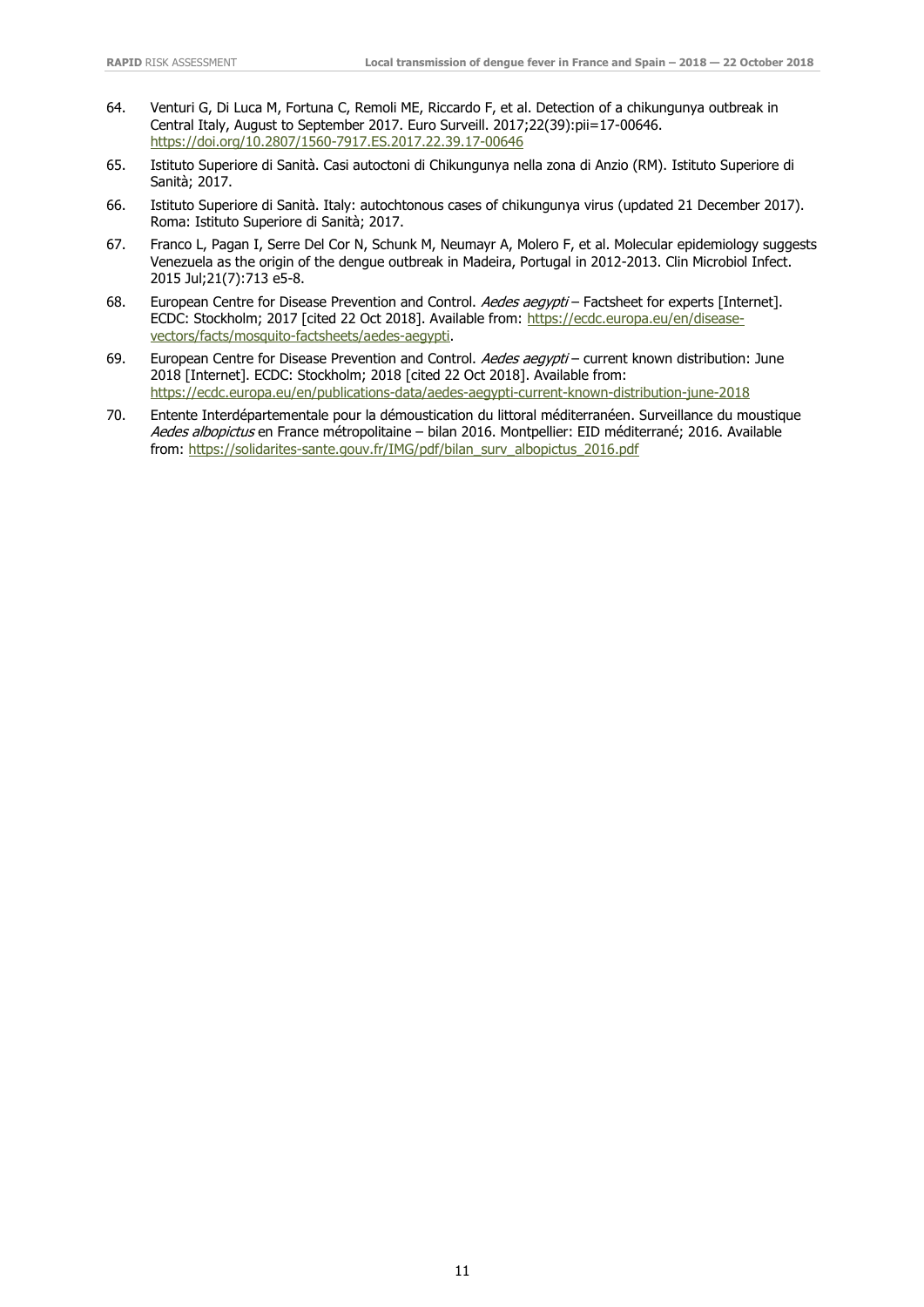64. Venturi G, Di Luca M, Fortuna C, Remoli ME, Riccardo F, et al. Detection of a chikungunya outbreak in Central Italy, August to September 2017. Euro Surveill. 2017;22(39):pii=17-00646. https://doi.org/10.2807/1560-7917.ES.2017.22.39.17-00646

65. Istituto Superiore di Sanità. Casi autoctoni di Chikungunya nella zona di Anzio (RM). Istituto Superiore di Sanità; 2017.

66. Istituto Superiore di Sanità. Italy: autochtonous cases of chikungunya virus (updated 21 December 2017). Roma: Istituto Superiore di Sanità; 2017.

67. Franco L, Pagan I, Serre Del Cor N, Schunk M, Neumayr A, Molero F, et al. Molecular epidemiology suggests Venezuela as the origin of the dengue outbreak in Madeira, Portugal in 2012-2013. Clin Microbiol Infect. 2015 Jul;21(7):713 e5-8.

68. European Centre for Disease Prevention and Control. *Aedes aegypti* – Factsheet for experts [Internet]. ECDC: Stockholm; 2017 [cited 22 Oct 2018]. Available from: https://ecdc.europa.eu/en/disease-vectors/facts/mosquito-factsheets/aedes-aegypti.

69. European Centre for Disease Prevention and Control. *Aedes aegypti* – current known distribution: June 2018 [Internet]. ECDC: Stockholm; 2018 [cited 22 Oct 2018]. Available from: https://ecdc.europa.eu/en/publications-data/aedes-aegypti-current-known-distribution-june-2018

70. Entente Interdépartementale pour la démoustication du littoral méditerranéen. Surveillance du moustique *Aedes albopictus* en France métropolitaine – bilan 2016. Montpellier: EID méditerrané; 2016. Available from: https://solidarites-sante.gouv.fr/IMG/pdf/bilan_surv_albopictus_2016.pdf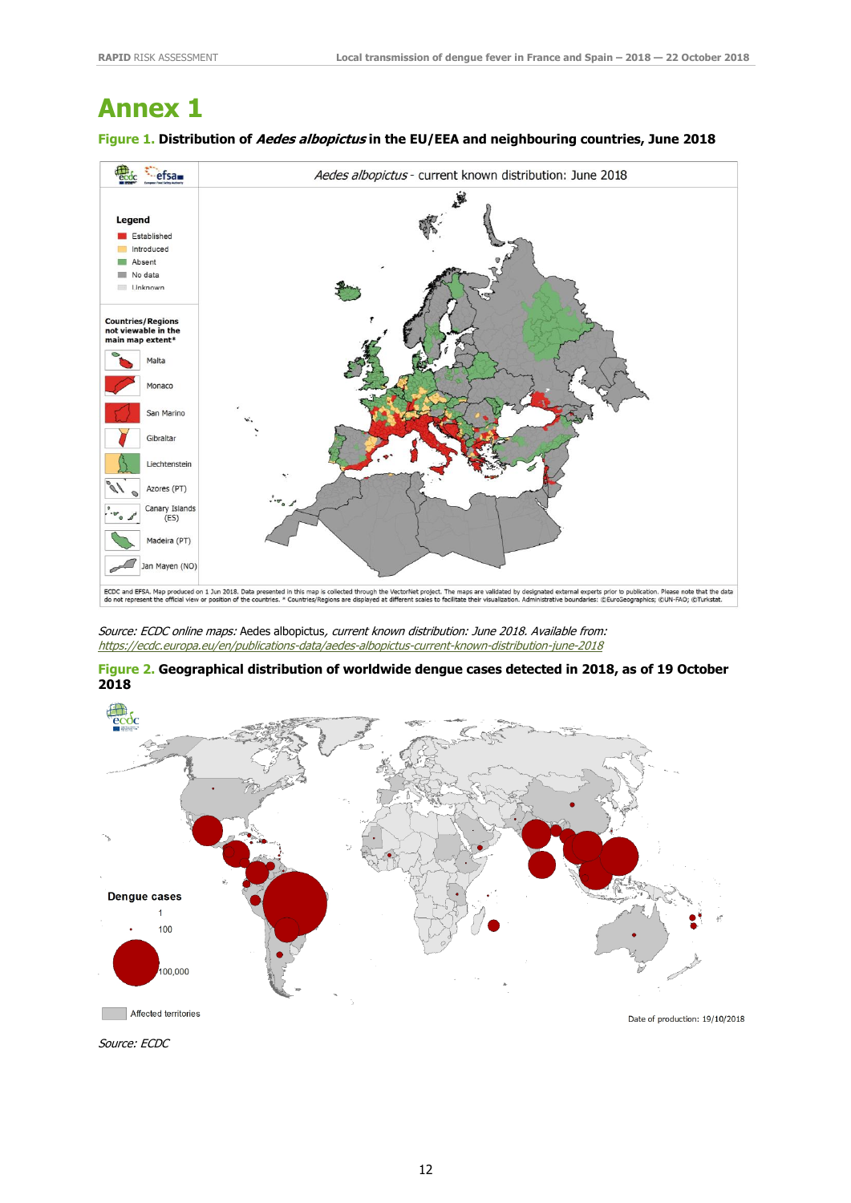# Annex 1

**Figure 1. Distribution of *Aedes albopictus* in the EU/EEA and neighbouring countries, June 2018**

*Source: ECDC online maps:* Aedes albopictus*, current known distribution: June 2018. Available from:* https://ecdc.europa.eu/en/publications-data/aedes-albopictus-current-known-distribution-june-2018

**Figure 2. Geographical distribution of worldwide dengue cases detected in 2018, as of 19 October 2018**

*Source: ECDC*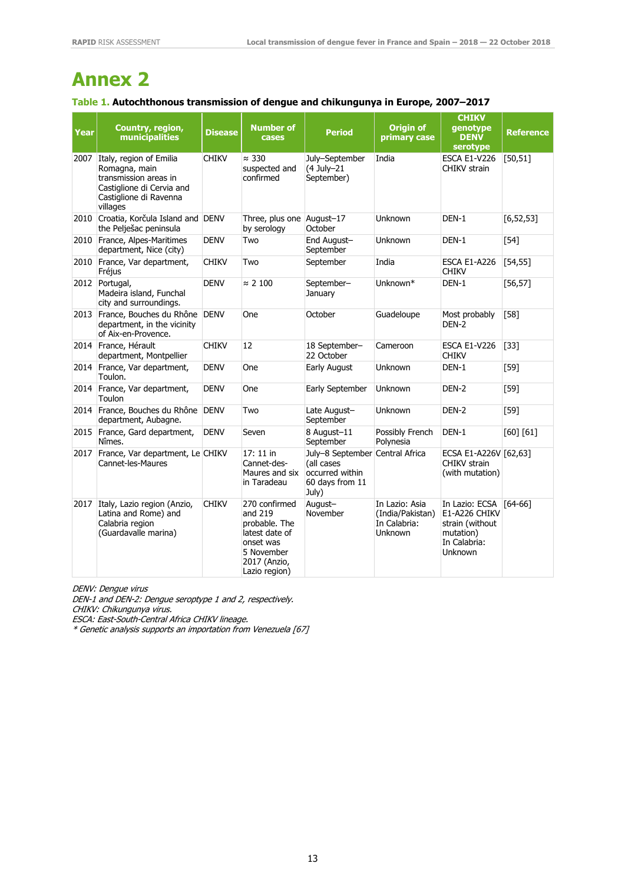# Annex 2

**Table 1. Autochthonous transmission of dengue and chikungunya in Europe, 2007–2017**

| Year | Country, region, municipalities | Disease | Number of cases | Period | Origin of primary case | CHIKV genotype DENV serotype | Reference |
|---|---|---|---|---|---|---|---|
| 2007 | Italy, region of Emilia Romagna, main transmission areas in Castiglione di Cervia and Castiglione di Ravenna villages | CHIKV | ≈ 330 suspected and confirmed | July–September (4 July–21 September) | India | ESCA E1-V226 CHIKV strain | [50,51] |
| 2010 | Croatia, Korčula Island and the Pelješac peninsula | DENV | Three, plus one by serology | August–17 October | Unknown | DEN-1 | [6,52,53] |
| 2010 | France, Alpes-Maritimes department, Nice (city) | DENV | Two | End August–September | Unknown | DEN-1 | [54] |
| 2010 | France, Var department, Fréjus | CHIKV | Two | September | India | ESCA E1-A226 CHIKV | [54,55] |
| 2012 | Portugal, Madeira island, Funchal city and surroundings. | DENV | ≈ 2 100 | September–January | Unknown* | DEN-1 | [56,57] |
| 2013 | France, Bouches du Rhône department, in the vicinity of Aix-en-Provence. | DENV | One | October | Guadeloupe | Most probably DEN-2 | [58] |
| 2014 | France, Hérault department, Montpellier | CHIKV | 12 | 18 September–22 October | Cameroon | ESCA E1-V226 CHIKV | [33] |
| 2014 | France, Var department, Toulon. | DENV | One | Early August | Unknown | DEN-1 | [59] |
| 2014 | France, Var department, Toulon | DENV | One | Early September | Unknown | DEN-2 | [59] |
| 2014 | France, Bouches du Rhône department, Aubagne. | DENV | Two | Late August–September | Unknown | DEN-2 | [59] |
| 2015 | France, Gard department, Nîmes. | DENV | Seven | 8 August–11 September | Possibly French Polynesia | DEN-1 | [60] [61] |
| 2017 | France, Var department, Le Cannet-les-Maures | CHIKV | 17: 11 in Cannet-des-Maures and six in Taradeau | July–8 September (all cases occurred within 60 days from 11 July) | Central Africa | ECSA E1-A226V CHIKV strain (with mutation) | [62,63] |
| 2017 | Italy, Lazio region (Anzio, Latina and Rome) and Calabria region (Guardavalle marina) | CHIKV | 270 confirmed and 219 probable. The latest date of onset was 5 November 2017 (Anzio, Lazio region) | August–November | In Lazio: Asia (India/Pakistan) In Calabria: Unknown | In Lazio: ECSA E1-A226 CHIKV strain (without mutation) In Calabria: Unknown | [64-66] |

*DENV: Dengue virus*
*DEN-1 and DEN-2: Dengue seroptype 1 and 2, respectively.*
*CHIKV: Chikungunya virus.*
*ESCA: East-South-Central Africa CHIKV lineage.*
*\* Genetic analysis supports an importation from Venezuela [67]*